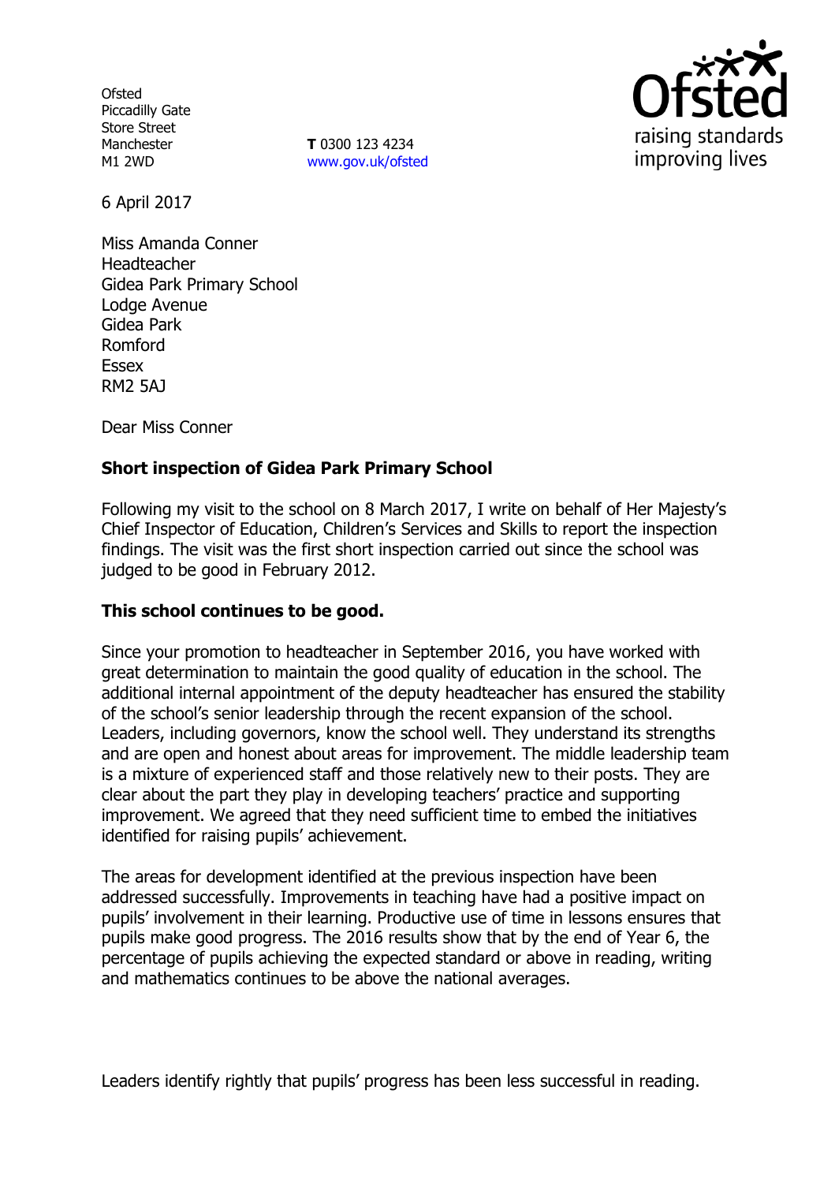Ofsted
Piccadilly Gate
Store Street
Manchester
M1 2WD

**T** 0300 123 4234
www.gov.uk/ofsted

6 April 2017

Miss Amanda Conner
Headteacher
Gidea Park Primary School
Lodge Avenue
Gidea Park
Romford
Essex
RM2 5AJ

Dear Miss Conner

**Short inspection of Gidea Park Primary School**

Following my visit to the school on 8 March 2017, I write on behalf of Her Majesty's Chief Inspector of Education, Children's Services and Skills to report the inspection findings. The visit was the first short inspection carried out since the school was judged to be good in February 2012.

**This school continues to be good.**

Since your promotion to headteacher in September 2016, you have worked with great determination to maintain the good quality of education in the school. The additional internal appointment of the deputy headteacher has ensured the stability of the school's senior leadership through the recent expansion of the school. Leaders, including governors, know the school well. They understand its strengths and are open and honest about areas for improvement. The middle leadership team is a mixture of experienced staff and those relatively new to their posts. They are clear about the part they play in developing teachers' practice and supporting improvement. We agreed that they need sufficient time to embed the initiatives identified for raising pupils' achievement.

The areas for development identified at the previous inspection have been addressed successfully. Improvements in teaching have had a positive impact on pupils' involvement in their learning. Productive use of time in lessons ensures that pupils make good progress. The 2016 results show that by the end of Year 6, the percentage of pupils achieving the expected standard or above in reading, writing and mathematics continues to be above the national averages.

Leaders identify rightly that pupils' progress has been less successful in reading.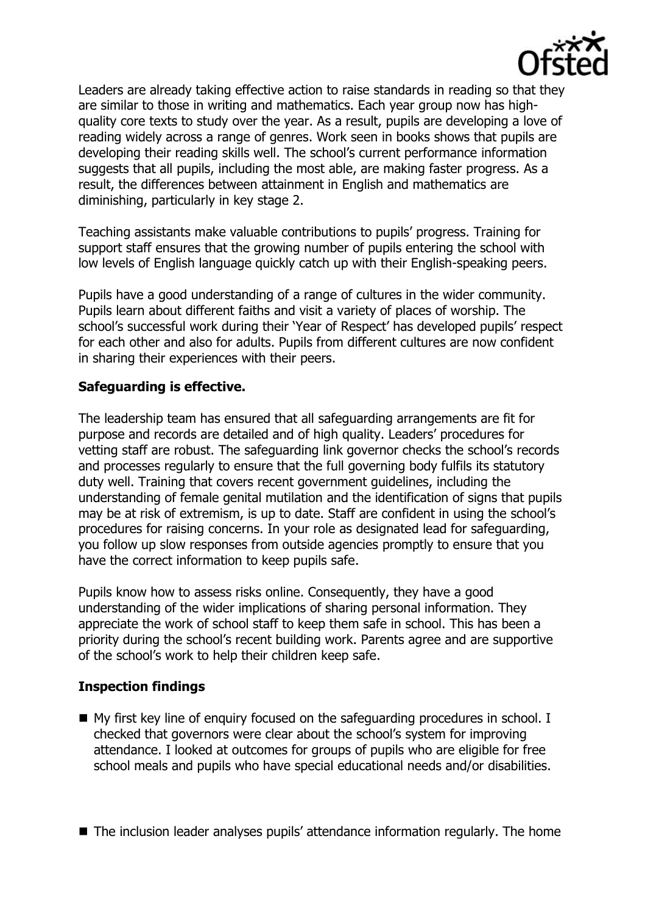Leaders are already taking effective action to raise standards in reading so that they are similar to those in writing and mathematics. Each year group now has high-quality core texts to study over the year. As a result, pupils are developing a love of reading widely across a range of genres. Work seen in books shows that pupils are developing their reading skills well. The school's current performance information suggests that all pupils, including the most able, are making faster progress. As a result, the differences between attainment in English and mathematics are diminishing, particularly in key stage 2.

Teaching assistants make valuable contributions to pupils' progress. Training for support staff ensures that the growing number of pupils entering the school with low levels of English language quickly catch up with their English-speaking peers.

Pupils have a good understanding of a range of cultures in the wider community. Pupils learn about different faiths and visit a variety of places of worship. The school's successful work during their 'Year of Respect' has developed pupils' respect for each other and also for adults. Pupils from different cultures are now confident in sharing their experiences with their peers.

**Safeguarding is effective.**

The leadership team has ensured that all safeguarding arrangements are fit for purpose and records are detailed and of high quality. Leaders' procedures for vetting staff are robust. The safeguarding link governor checks the school's records and processes regularly to ensure that the full governing body fulfils its statutory duty well. Training that covers recent government guidelines, including the understanding of female genital mutilation and the identification of signs that pupils may be at risk of extremism, is up to date. Staff are confident in using the school's procedures for raising concerns. In your role as designated lead for safeguarding, you follow up slow responses from outside agencies promptly to ensure that you have the correct information to keep pupils safe.

Pupils know how to assess risks online. Consequently, they have a good understanding of the wider implications of sharing personal information. They appreciate the work of school staff to keep them safe in school. This has been a priority during the school's recent building work. Parents agree and are supportive of the school's work to help their children keep safe.

**Inspection findings**

- My first key line of enquiry focused on the safeguarding procedures in school. I checked that governors were clear about the school's system for improving attendance. I looked at outcomes for groups of pupils who are eligible for free school meals and pupils who have special educational needs and/or disabilities.
- The inclusion leader analyses pupils' attendance information regularly. The home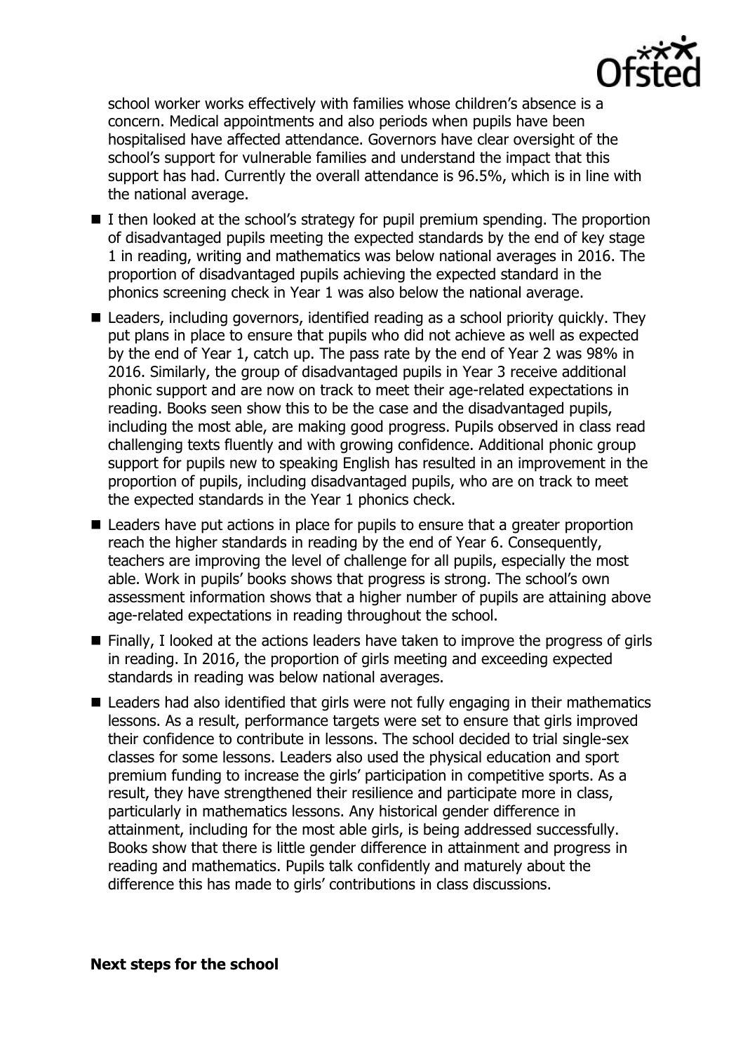school worker works effectively with families whose children's absence is a concern. Medical appointments and also periods when pupils have been hospitalised have affected attendance. Governors have clear oversight of the school's support for vulnerable families and understand the impact that this support has had. Currently the overall attendance is 96.5%, which is in line with the national average.

- I then looked at the school's strategy for pupil premium spending. The proportion of disadvantaged pupils meeting the expected standards by the end of key stage 1 in reading, writing and mathematics was below national averages in 2016. The proportion of disadvantaged pupils achieving the expected standard in the phonics screening check in Year 1 was also below the national average.
- Leaders, including governors, identified reading as a school priority quickly. They put plans in place to ensure that pupils who did not achieve as well as expected by the end of Year 1, catch up. The pass rate by the end of Year 2 was 98% in 2016. Similarly, the group of disadvantaged pupils in Year 3 receive additional phonic support and are now on track to meet their age-related expectations in reading. Books seen show this to be the case and the disadvantaged pupils, including the most able, are making good progress. Pupils observed in class read challenging texts fluently and with growing confidence. Additional phonic group support for pupils new to speaking English has resulted in an improvement in the proportion of pupils, including disadvantaged pupils, who are on track to meet the expected standards in the Year 1 phonics check.
- Leaders have put actions in place for pupils to ensure that a greater proportion reach the higher standards in reading by the end of Year 6. Consequently, teachers are improving the level of challenge for all pupils, especially the most able. Work in pupils' books shows that progress is strong. The school's own assessment information shows that a higher number of pupils are attaining above age-related expectations in reading throughout the school.
- Finally, I looked at the actions leaders have taken to improve the progress of girls in reading. In 2016, the proportion of girls meeting and exceeding expected standards in reading was below national averages.
- Leaders had also identified that girls were not fully engaging in their mathematics lessons. As a result, performance targets were set to ensure that girls improved their confidence to contribute in lessons. The school decided to trial single-sex classes for some lessons. Leaders also used the physical education and sport premium funding to increase the girls' participation in competitive sports. As a result, they have strengthened their resilience and participate more in class, particularly in mathematics lessons. Any historical gender difference in attainment, including for the most able girls, is being addressed successfully. Books show that there is little gender difference in attainment and progress in reading and mathematics. Pupils talk confidently and maturely about the difference this has made to girls' contributions in class discussions.

**Next steps for the school**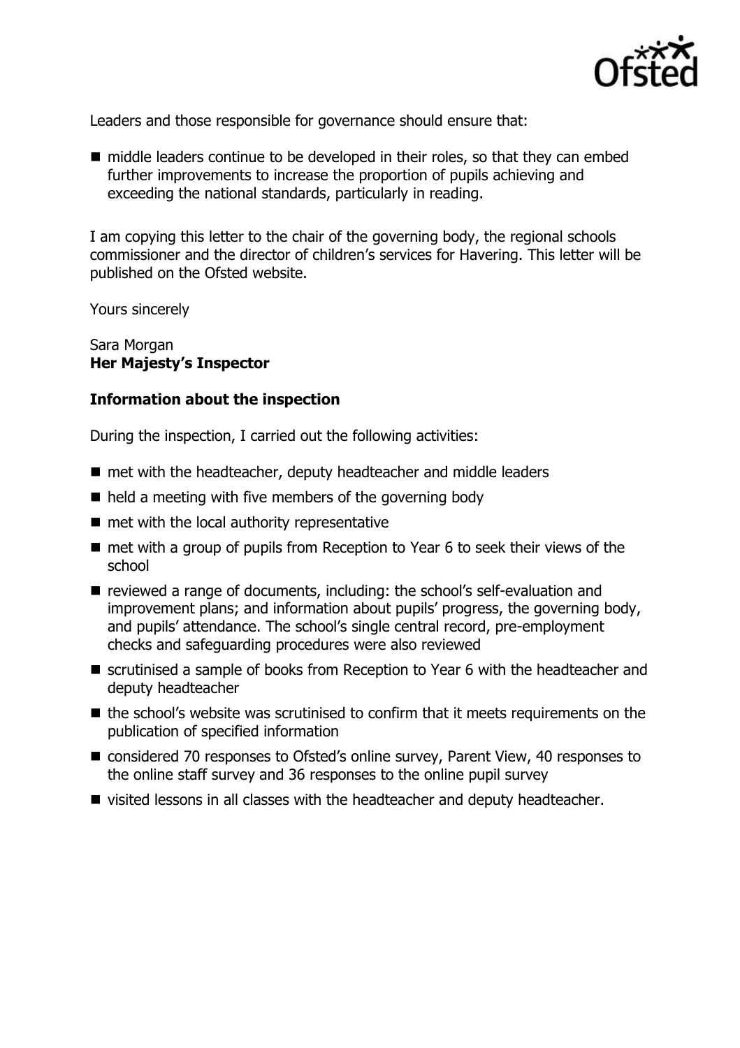Leaders and those responsible for governance should ensure that:

- middle leaders continue to be developed in their roles, so that they can embed further improvements to increase the proportion of pupils achieving and exceeding the national standards, particularly in reading.

I am copying this letter to the chair of the governing body, the regional schools commissioner and the director of children's services for Havering. This letter will be published on the Ofsted website.

Yours sincerely

Sara Morgan
**Her Majesty's Inspector**

## Information about the inspection

During the inspection, I carried out the following activities:

- met with the headteacher, deputy headteacher and middle leaders
- held a meeting with five members of the governing body
- met with the local authority representative
- met with a group of pupils from Reception to Year 6 to seek their views of the school
- reviewed a range of documents, including: the school's self-evaluation and improvement plans; and information about pupils' progress, the governing body, and pupils' attendance. The school's single central record, pre-employment checks and safeguarding procedures were also reviewed
- scrutinised a sample of books from Reception to Year 6 with the headteacher and deputy headteacher
- the school's website was scrutinised to confirm that it meets requirements on the publication of specified information
- considered 70 responses to Ofsted's online survey, Parent View, 40 responses to the online staff survey and 36 responses to the online pupil survey
- visited lessons in all classes with the headteacher and deputy headteacher.